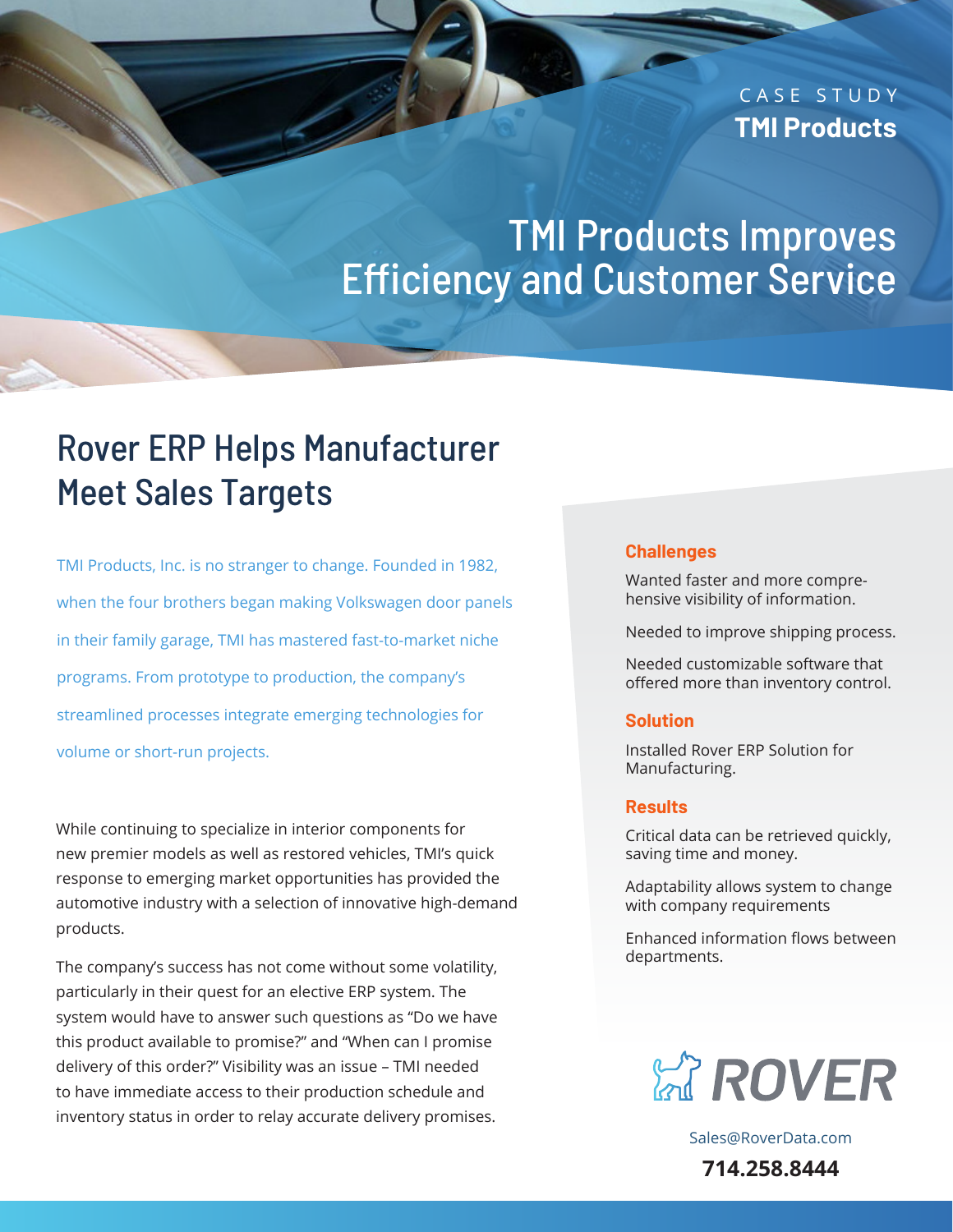CASE STUDY
**TMI Products**

# TMI Products Improves Efficiency and Customer Service

## Rover ERP Helps Manufacturer Meet Sales Targets

TMI Products, Inc. is no stranger to change. Founded in 1982, when the four brothers began making Volkswagen door panels in their family garage, TMI has mastered fast-to-market niche programs. From prototype to production, the company's streamlined processes integrate emerging technologies for volume or short-run projects.

While continuing to specialize in interior components for new premier models as well as restored vehicles, TMI's quick response to emerging market opportunities has provided the automotive industry with a selection of innovative high-demand products.

The company's success has not come without some volatility, particularly in their quest for an elective ERP system. The system would have to answer such questions as "Do we have this product available to promise?" and "When can I promise delivery of this order?" Visibility was an issue – TMI needed to have immediate access to their production schedule and inventory status in order to relay accurate delivery promises.

### Challenges

Wanted faster and more comprehensive visibility of information.

Needed to improve shipping process.

Needed customizable software that offered more than inventory control.

### Solution

Installed Rover ERP Solution for Manufacturing.

### Results

Critical data can be retrieved quickly, saving time and money.

Adaptability allows system to change with company requirements

Enhanced information flows between departments.

ROVER

Sales@RoverData.com

**714.258.8444**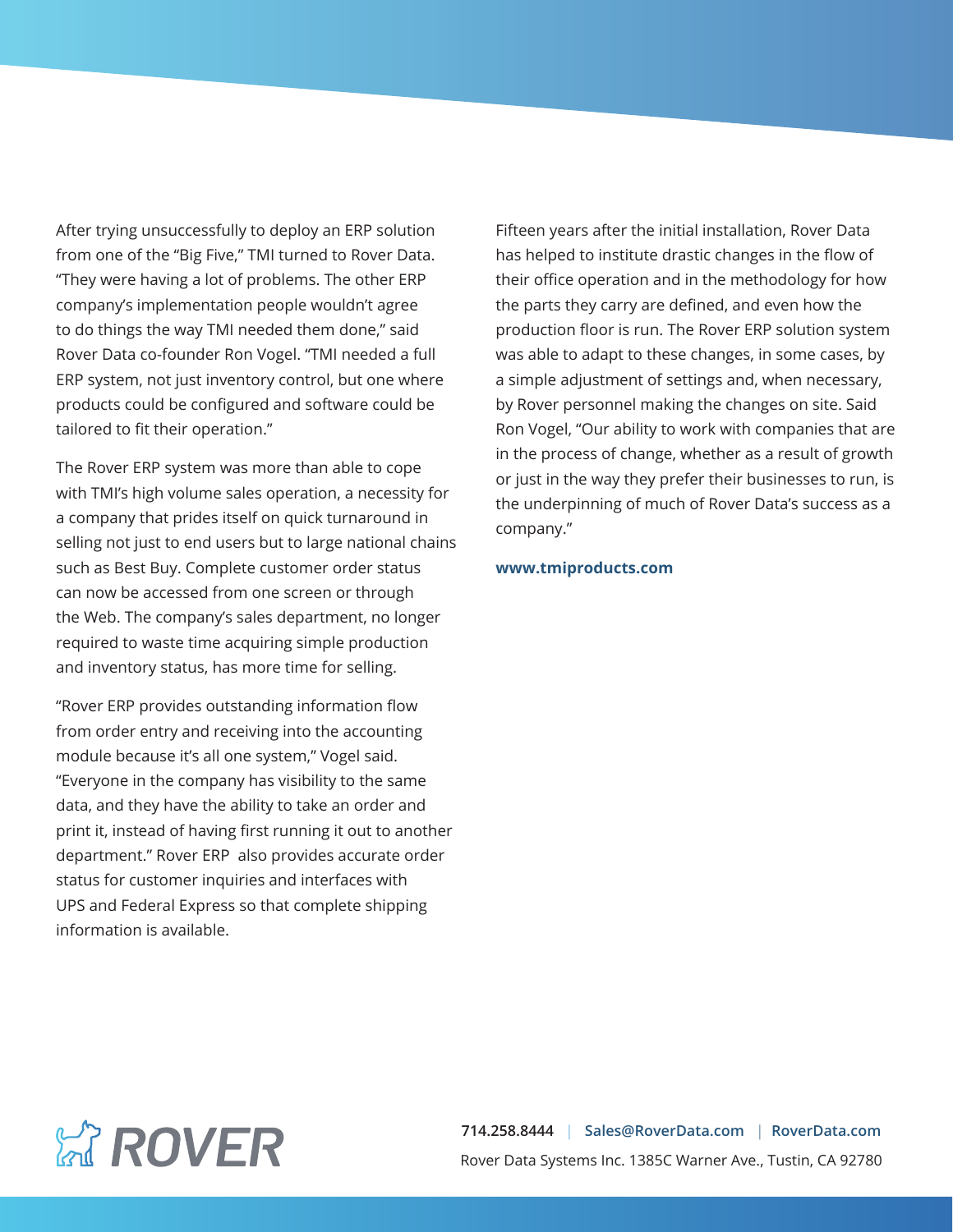After trying unsuccessfully to deploy an ERP solution from one of the "Big Five," TMI turned to Rover Data. "They were having a lot of problems. The other ERP company's implementation people wouldn't agree to do things the way TMI needed them done," said Rover Data co-founder Ron Vogel. "TMI needed a full ERP system, not just inventory control, but one where products could be configured and software could be tailored to fit their operation."

The Rover ERP system was more than able to cope with TMI's high volume sales operation, a necessity for a company that prides itself on quick turnaround in selling not just to end users but to large national chains such as Best Buy. Complete customer order status can now be accessed from one screen or through the Web. The company's sales department, no longer required to waste time acquiring simple production and inventory status, has more time for selling.

"Rover ERP provides outstanding information flow from order entry and receiving into the accounting module because it's all one system," Vogel said. "Everyone in the company has visibility to the same data, and they have the ability to take an order and print it, instead of having first running it out to another department." Rover ERP also provides accurate order status for customer inquiries and interfaces with UPS and Federal Express so that complete shipping information is available.

Fifteen years after the initial installation, Rover Data has helped to institute drastic changes in the flow of their office operation and in the methodology for how the parts they carry are defined, and even how the production floor is run. The Rover ERP solution system was able to adapt to these changes, in some cases, by a simple adjustment of settings and, when necessary, by Rover personnel making the changes on site. Said Ron Vogel, "Our ability to work with companies that are in the process of change, whether as a result of growth or just in the way they prefer their businesses to run, is the underpinning of much of Rover Data's success as a company."

**www.tmiproducts.com**

ROVER

**714.258.8444** | **Sales@RoverData.com** | **RoverData.com**

Rover Data Systems Inc. 1385C Warner Ave., Tustin, CA 92780